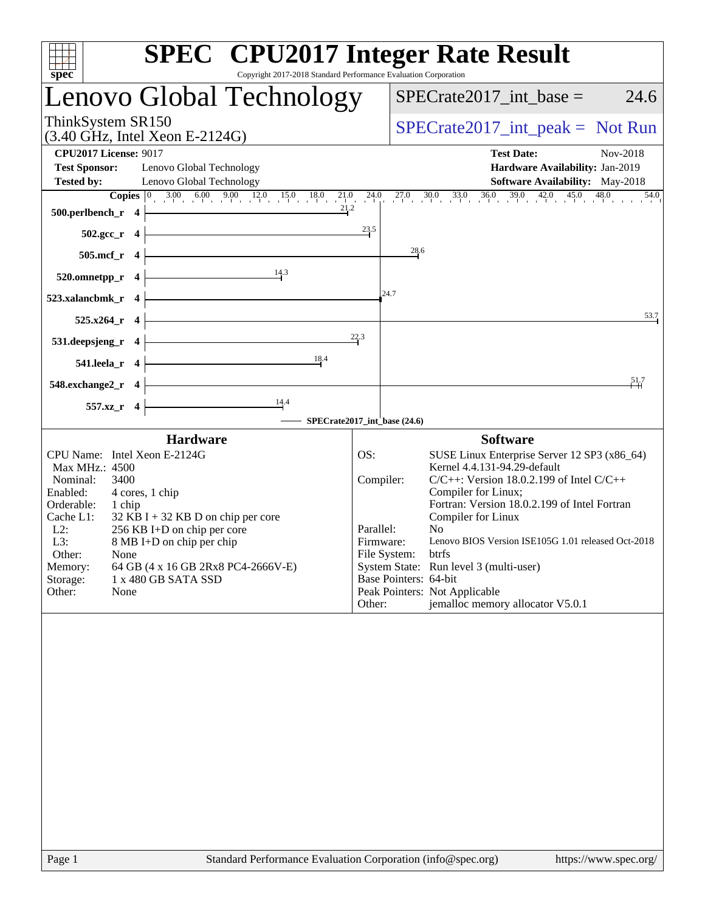# SPEC CPU2017 Integer Rate Result

Copyright 2017-2018 Standard Performance Evaluation Corporation

## Lenovo Global Technology

ThinkSystem SR150
(3.40 GHz, Intel Xeon E-2124G)

SPECrate2017_int_base = 24.6

SPECrate2017_int_peak = Not Run

**CPU2017 License:** 9017
**Test Sponsor:** Lenovo Global Technology
**Tested by:** Lenovo Global Technology

**Test Date:** Nov-2018
**Hardware Availability:** Jan-2019
**Software Availability:** May-2018

| Benchmark | Copies | SPECrate2017_int_base |
|---|---|---|
| 500.perlbench_r | 4 | 21.2 |
| 502.gcc_r | 4 | 23.5 |
| 505.mcf_r | 4 | 28.6 |
| 520.omnetpp_r | 4 | 14.3 |
| 523.xalancbmk_r | 4 | 24.7 |
| 525.x264_r | 4 | 53.7 |
| 531.deepsjeng_r | 4 | 22.3 |
| 541.leela_r | 4 | 18.4 |
| 548.exchange2_r | 4 | 51.7 |
| 557.xz_r | 4 | 14.4 |

SPECrate2017_int_base (24.6)

### Hardware

| | |
|---|---|
| CPU Name: | Intel Xeon E-2124G |
| Max MHz.: | 4500 |
| Nominal: | 3400 |
| Enabled: | 4 cores, 1 chip |
| Orderable: | 1 chip |
| Cache L1: | 32 KB I + 32 KB D on chip per core |
| L2: | 256 KB I+D on chip per core |
| L3: | 8 MB I+D on chip per chip |
| Other: | None |
| Memory: | 64 GB (4 x 16 GB 2Rx8 PC4-2666V-E) |
| Storage: | 1 x 480 GB SATA SSD |
| Other: | None |

### Software

| | |
|---|---|
| OS: | SUSE Linux Enterprise Server 12 SP3 (x86_64) Kernel 4.4.131-94.29-default |
| Compiler: | C/C++: Version 18.0.2.199 of Intel C/C++ Compiler for Linux; Fortran: Version 18.0.2.199 of Intel Fortran Compiler for Linux |
| Parallel: | No |
| Firmware: | Lenovo BIOS Version ISE105G 1.01 released Oct-2018 |
| File System: | btrfs |
| System State: | Run level 3 (multi-user) |
| Base Pointers: | 64-bit |
| Peak Pointers: | Not Applicable |
| Other: | jemalloc memory allocator V5.0.1 |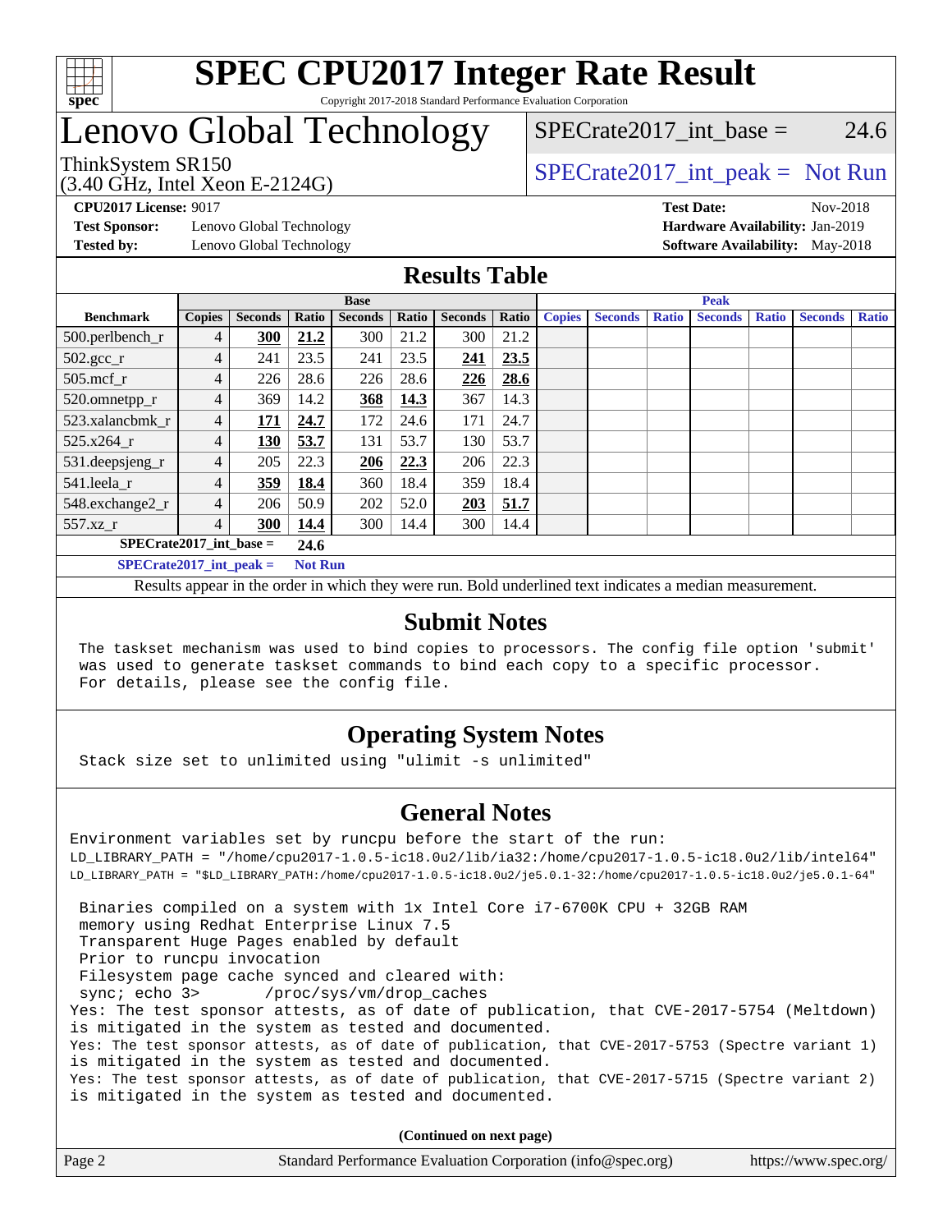# SPEC CPU2017 Integer Rate Result

Copyright 2017-2018 Standard Performance Evaluation Corporation

# Lenovo Global Technology

ThinkSystem SR150
(3.40 GHz, Intel Xeon E-2124G)

SPECrate2017_int_base = 24.6

SPECrate2017_int_peak = Not Run

**CPU2017 License:** 9017
**Test Sponsor:** Lenovo Global Technology
**Tested by:** Lenovo Global Technology

**Test Date:** Nov-2018
**Hardware Availability:** Jan-2019
**Software Availability:** May-2018

## Results Table

| Benchmark | Base | | | | | | | Peak | | | | | | |
|---|---|---|---|---|---|---|---|---|---|---|---|---|---|---|
| | Copies | Seconds | Ratio | Seconds | Ratio | Seconds | Ratio | Copies | Seconds | Ratio | Seconds | Ratio | Seconds | Ratio |
| 500.perlbench_r | 4 | **300** | **21.2** | 300 | 21.2 | 300 | 21.2 | | | | | | | |
| 502.gcc_r | 4 | 241 | 23.5 | 241 | 23.5 | **241** | **23.5** | | | | | | | |
| 505.mcf_r | 4 | 226 | 28.6 | 226 | 28.6 | **226** | **28.6** | | | | | | | |
| 520.omnetpp_r | 4 | 369 | 14.2 | **368** | **14.3** | 367 | 14.3 | | | | | | | |
| 523.xalancbmk_r | 4 | **171** | **24.7** | 172 | 24.6 | 171 | 24.7 | | | | | | | |
| 525.x264_r | 4 | **130** | **53.7** | 131 | 53.7 | 130 | 53.7 | | | | | | | |
| 531.deepsjeng_r | 4 | 205 | 22.3 | **206** | **22.3** | 206 | 22.3 | | | | | | | |
| 541.leela_r | 4 | **359** | **18.4** | 360 | 18.4 | 359 | 18.4 | | | | | | | |
| 548.exchange2_r | 4 | 206 | 50.9 | 202 | 52.0 | **203** | **51.7** | | | | | | | |
| 557.xz_r | 4 | **300** | **14.4** | 300 | 14.4 | 300 | 14.4 | | | | | | | |

**SPECrate2017_int_base = 24.6**

**SPECrate2017_int_peak = Not Run**

Results appear in the order in which they were run. Bold underlined text indicates a median measurement.

## Submit Notes

```
The taskset mechanism was used to bind copies to processors. The config file option 'submit'
was used to generate taskset commands to bind each copy to a specific processor.
For details, please see the config file.
```

## Operating System Notes

```
Stack size set to unlimited using "ulimit -s unlimited"
```

## General Notes

```
Environment variables set by runcpu before the start of the run:
LD_LIBRARY_PATH = "/home/cpu2017-1.0.5-ic18.0u2/lib/ia32:/home/cpu2017-1.0.5-ic18.0u2/lib/intel64"
LD_LIBRARY_PATH = "$LD_LIBRARY_PATH:/home/cpu2017-1.0.5-ic18.0u2/je5.0.1-32:/home/cpu2017-1.0.5-ic18.0u2/je5.0.1-64"

 Binaries compiled on a system with 1x Intel Core i7-6700K CPU + 32GB RAM
 memory using Redhat Enterprise Linux 7.5
 Transparent Huge Pages enabled by default
 Prior to runcpu invocation
 Filesystem page cache synced and cleared with:
 sync; echo 3>       /proc/sys/vm/drop_caches
Yes: The test sponsor attests, as of date of publication, that CVE-2017-5754 (Meltdown)
is mitigated in the system as tested and documented.
Yes: The test sponsor attests, as of date of publication, that CVE-2017-5753 (Spectre variant 1)
is mitigated in the system as tested and documented.
Yes: The test sponsor attests, as of date of publication, that CVE-2017-5715 (Spectre variant 2)
is mitigated in the system as tested and documented.
```

**(Continued on next page)**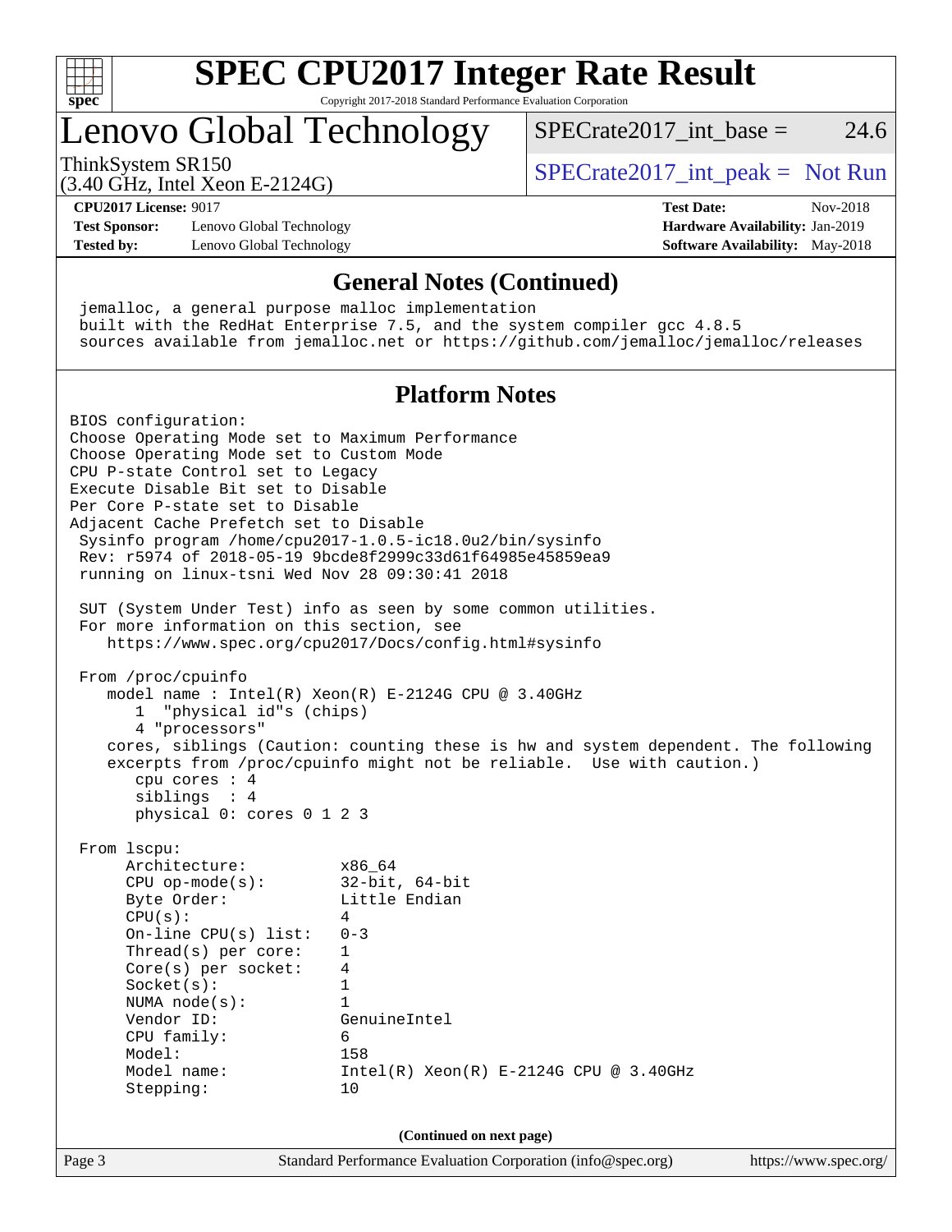## General Notes (Continued)

```
jemalloc, a general purpose malloc implementation
built with the RedHat Enterprise 7.5, and the system compiler gcc 4.8.5
sources available from jemalloc.net or https://github.com/jemalloc/jemalloc/releases
```

## Platform Notes

```
BIOS configuration:
Choose Operating Mode set to Maximum Performance
Choose Operating Mode set to Custom Mode
CPU P-state Control set to Legacy
Execute Disable Bit set to Disable
Per Core P-state set to Disable
Adjacent Cache Prefetch set to Disable
 Sysinfo program /home/cpu2017-1.0.5-ic18.0u2/bin/sysinfo
 Rev: r5974 of 2018-05-19 9bcde8f2999c33d61f64985e45859ea9
 running on linux-tsni Wed Nov 28 09:30:41 2018

 SUT (System Under Test) info as seen by some common utilities.
 For more information on this section, see
    https://www.spec.org/cpu2017/Docs/config.html#sysinfo

 From /proc/cpuinfo
    model name : Intel(R) Xeon(R) E-2124G CPU @ 3.40GHz
       1  "physical id"s (chips)
       4 "processors"
    cores, siblings (Caution: counting these is hw and system dependent. The following
    excerpts from /proc/cpuinfo might not be reliable.  Use with caution.)
       cpu cores : 4
       siblings  : 4
       physical 0: cores 0 1 2 3

 From lscpu:
      Architecture:          x86_64
      CPU op-mode(s):        32-bit, 64-bit
      Byte Order:            Little Endian
      CPU(s):                4
      On-line CPU(s) list:   0-3
      Thread(s) per core:    1
      Core(s) per socket:    4
      Socket(s):             1
      NUMA node(s):          1
      Vendor ID:             GenuineIntel
      CPU family:            6
      Model:                 158
      Model name:            Intel(R) Xeon(R) E-2124G CPU @ 3.40GHz
      Stepping:              10
```

(Continued on next page)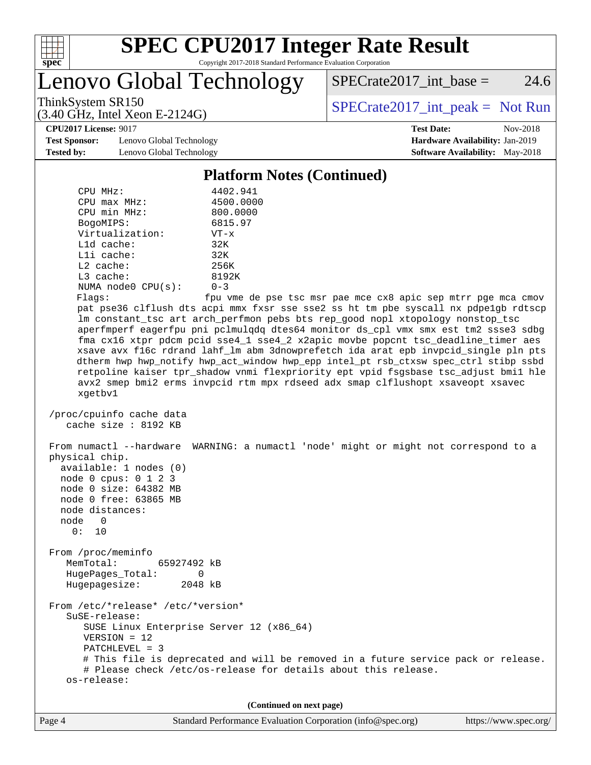## Platform Notes (Continued)

```
      CPU MHz:                  4402.941
      CPU max MHz:              4500.0000
      CPU min MHz:              800.0000
      BogoMIPS:                 6815.97
      Virtualization:           VT-x
      L1d cache:                32K
      L1i cache:                32K
      L2 cache:                 256K
      L3 cache:                 8192K
      NUMA node0 CPU(s):        0-3
      Flags:                   fpu vme de pse tsc msr pae mce cx8 apic sep mtrr pge mca cmov
      pat pse36 clflush dts acpi mmx fxsr sse sse2 ss ht tm pbe syscall nx pdpe1gb rdtscp
      lm constant_tsc art arch_perfmon pebs bts rep_good nopl xtopology nonstop_tsc
      aperfmperf eagerfpu pni pclmulqdq dtes64 monitor ds_cpl vmx smx est tm2 ssse3 sdbg
      fma cx16 xtpr pdcm pcid sse4_1 sse4_2 x2apic movbe popcnt tsc_deadline_timer aes
      xsave avx f16c rdrand lahf_lm abm 3dnowprefetch ida arat epb invpcid_single pln pts
      dtherm hwp hwp_notify hwp_act_window hwp_epp intel_pt rsb_ctxsw spec_ctrl stibp ssbd
      retpoline kaiser tpr_shadow vnmi flexpriority ept vpid fsgsbase tsc_adjust bmi1 hle
      avx2 smep bmi2 erms invpcid rtm mpx rdseed adx smap clflushopt xsaveopt xsavec
      xgetbv1

 /proc/cpuinfo cache data
    cache size : 8192 KB

 From numactl --hardware  WARNING: a numactl 'node' might or might not correspond to a
 physical chip.
   available: 1 nodes (0)
   node 0 cpus: 0 1 2 3
   node 0 size: 64382 MB
   node 0 free: 63865 MB
   node distances:
   node   0
     0:  10

 From /proc/meminfo
    MemTotal:       65927492 kB
    HugePages_Total:       0
    Hugepagesize:       2048 kB

 From /etc/*release* /etc/*version*
    SuSE-release:
       SUSE Linux Enterprise Server 12 (x86_64)
       VERSION = 12
       PATCHLEVEL = 3
       # This file is deprecated and will be removed in a future service pack or release.
       # Please check /etc/os-release for details about this release.
    os-release:
```

(Continued on next page)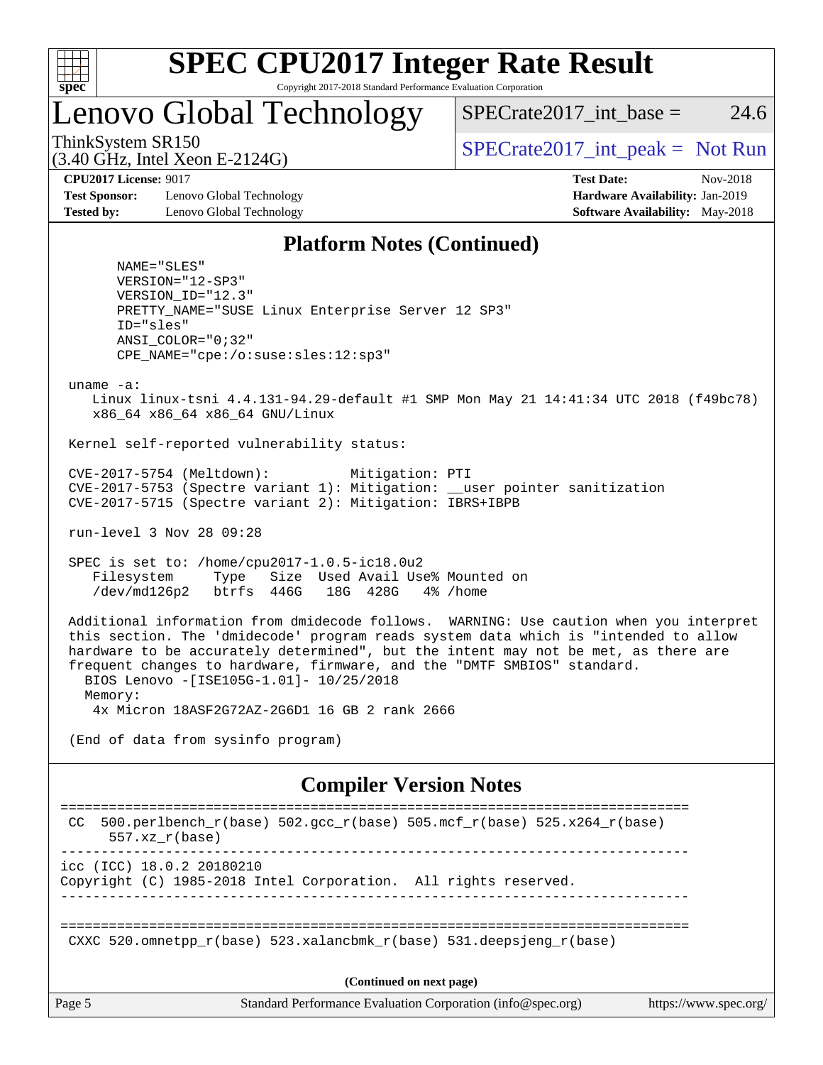## Platform Notes (Continued)

```
      NAME="SLES"
      VERSION="12-SP3"
      VERSION_ID="12.3"
      PRETTY_NAME="SUSE Linux Enterprise Server 12 SP3"
      ID="sles"
      ANSI_COLOR="0;32"
      CPE_NAME="cpe:/o:suse:sles:12:sp3"

 uname -a:
    Linux linux-tsni 4.4.131-94.29-default #1 SMP Mon May 21 14:41:34 UTC 2018 (f49bc78)
    x86_64 x86_64 x86_64 GNU/Linux

 Kernel self-reported vulnerability status:

 CVE-2017-5754 (Meltdown):          Mitigation: PTI
 CVE-2017-5753 (Spectre variant 1): Mitigation: __user pointer sanitization
 CVE-2017-5715 (Spectre variant 2): Mitigation: IBRS+IBPB

 run-level 3 Nov 28 09:28

 SPEC is set to: /home/cpu2017-1.0.5-ic18.0u2
    Filesystem     Type   Size  Used Avail Use% Mounted on
    /dev/md126p2   btrfs  446G   18G  428G   4% /home

 Additional information from dmidecode follows.  WARNING: Use caution when you interpret
 this section. The 'dmidecode' program reads system data which is "intended to allow
 hardware to be accurately determined", but the intent may not be met, as there are
 frequent changes to hardware, firmware, and the "DMTF SMBIOS" standard.
   BIOS Lenovo -[ISE105G-1.01]- 10/25/2018
   Memory:
    4x Micron 18ASF2G72AZ-2G6D1 16 GB 2 rank 2666

 (End of data from sysinfo program)
```

## Compiler Version Notes

```
==============================================================================
 CC  500.perlbench_r(base) 502.gcc_r(base) 505.mcf_r(base) 525.x264_r(base)
      557.xz_r(base)
------------------------------------------------------------------------------
icc (ICC) 18.0.2 20180210
Copyright (C) 1985-2018 Intel Corporation.  All rights reserved.
------------------------------------------------------------------------------

==============================================================================
 CXXC 520.omnetpp_r(base) 523.xalancbmk_r(base) 531.deepsjeng_r(base)
```

**(Continued on next page)**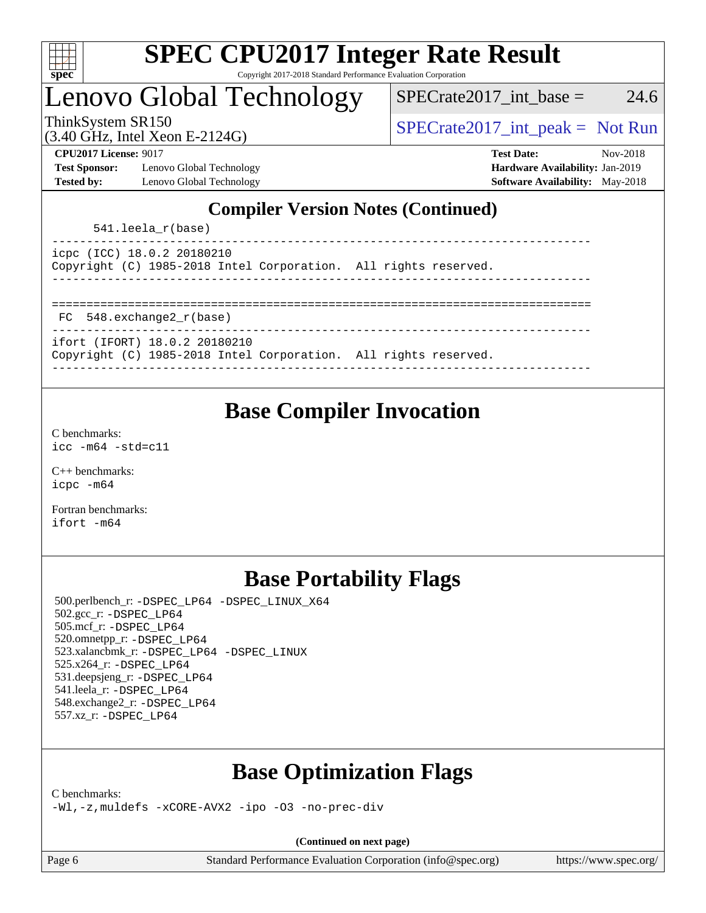## Compiler Version Notes (Continued)

```
      541.leela_r(base)
------------------------------------------------------------------------------
icpc (ICC) 18.0.2 20180210
Copyright (C) 1985-2018 Intel Corporation.  All rights reserved.
------------------------------------------------------------------------------

==============================================================================
 FC  548.exchange2_r(base)
------------------------------------------------------------------------------
ifort (IFORT) 18.0.2 20180210
Copyright (C) 1985-2018 Intel Corporation.  All rights reserved.
------------------------------------------------------------------------------
```

## Base Compiler Invocation

C benchmarks:
`icc -m64 -std=c11`

C++ benchmarks:
`icpc -m64`

Fortran benchmarks:
`ifort -m64`

## Base Portability Flags

500.perlbench_r: `-DSPEC_LP64 -DSPEC_LINUX_X64`
502.gcc_r: `-DSPEC_LP64`
505.mcf_r: `-DSPEC_LP64`
520.omnetpp_r: `-DSPEC_LP64`
523.xalancbmk_r: `-DSPEC_LP64 -DSPEC_LINUX`
525.x264_r: `-DSPEC_LP64`
531.deepsjeng_r: `-DSPEC_LP64`
541.leela_r: `-DSPEC_LP64`
548.exchange2_r: `-DSPEC_LP64`
557.xz_r: `-DSPEC_LP64`

## Base Optimization Flags

C benchmarks:
`-Wl,-z,muldefs -xCORE-AVX2 -ipo -O3 -no-prec-div`

(Continued on next page)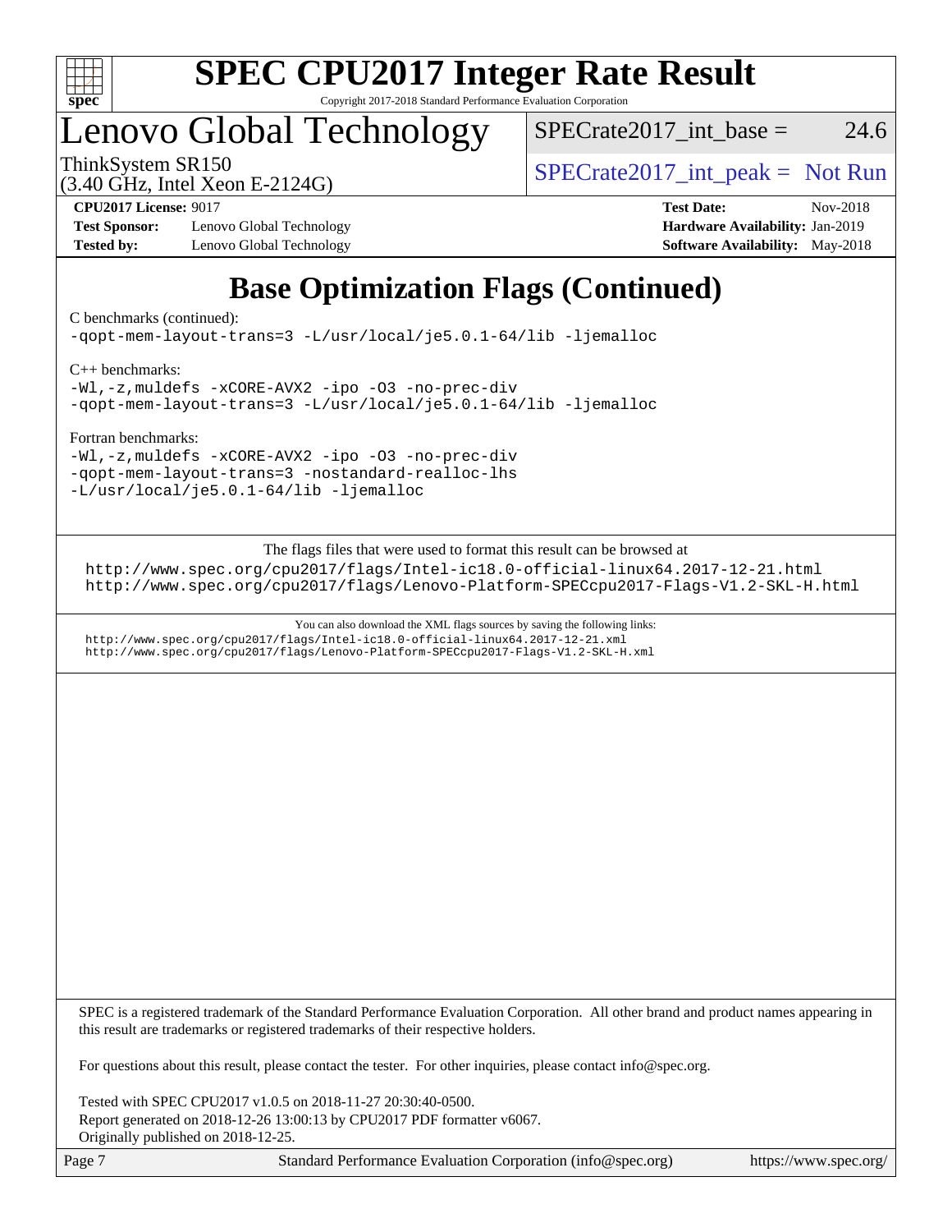# Base Optimization Flags (Continued)

C benchmarks (continued):

```
-qopt-mem-layout-trans=3 -L/usr/local/je5.0.1-64/lib -ljemalloc
```

C++ benchmarks:

```
-Wl,-z,muldefs -xCORE-AVX2 -ipo -O3 -no-prec-div
-qopt-mem-layout-trans=3 -L/usr/local/je5.0.1-64/lib -ljemalloc
```

Fortran benchmarks:

```
-Wl,-z,muldefs -xCORE-AVX2 -ipo -O3 -no-prec-div
-qopt-mem-layout-trans=3 -nostandard-realloc-lhs
-L/usr/local/je5.0.1-64/lib -ljemalloc
```

The flags files that were used to format this result can be browsed at

http://www.spec.org/cpu2017/flags/Intel-ic18.0-official-linux64.2017-12-21.html
http://www.spec.org/cpu2017/flags/Lenovo-Platform-SPECcpu2017-Flags-V1.2-SKL-H.html

You can also download the XML flags sources by saving the following links:

http://www.spec.org/cpu2017/flags/Intel-ic18.0-official-linux64.2017-12-21.xml
http://www.spec.org/cpu2017/flags/Lenovo-Platform-SPECcpu2017-Flags-V1.2-SKL-H.xml

SPEC is a registered trademark of the Standard Performance Evaluation Corporation. All other brand and product names appearing in this result are trademarks or registered trademarks of their respective holders.

For questions about this result, please contact the tester. For other inquiries, please contact info@spec.org.

Tested with SPEC CPU2017 v1.0.5 on 2018-11-27 20:30:40-0500.
Report generated on 2018-12-26 13:00:13 by CPU2017 PDF formatter v6067.
Originally published on 2018-12-25.